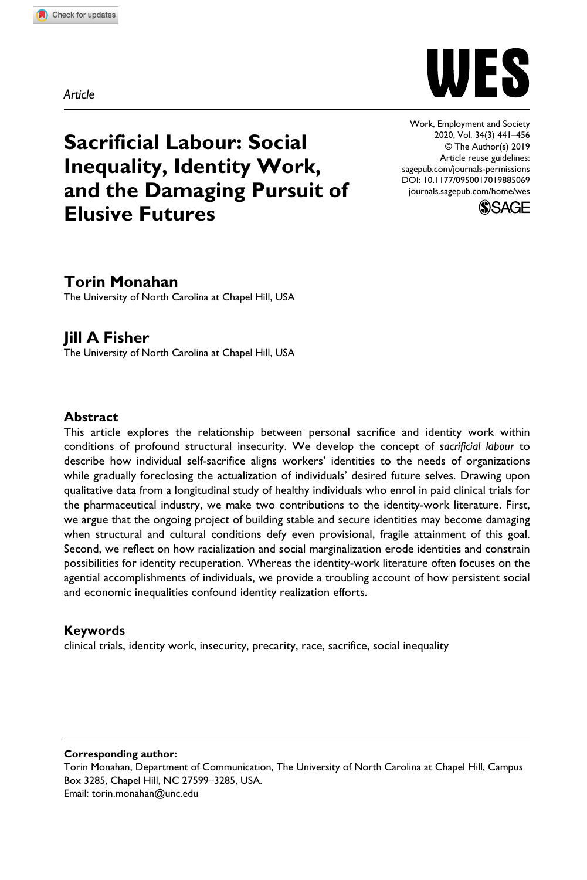*Article*

# Sacrificial Labour: Social Inequality, Identity Work, and the Damaging Pursuit of Elusive Futures

Work, Employment and Society
2020, Vol. 34(3) 441–456
© The Author(s) 2019
Article reuse guidelines:
sagepub.com/journals-permissions
DOI: 10.1177/0950017019885069
journals.sagepub.com/home/wes

## Torin Monahan

The University of North Carolina at Chapel Hill, USA

## Jill A Fisher

The University of North Carolina at Chapel Hill, USA

### Abstract

This article explores the relationship between personal sacrifice and identity work within conditions of profound structural insecurity. We develop the concept of *sacrificial labour* to describe how individual self-sacrifice aligns workers' identities to the needs of organizations while gradually foreclosing the actualization of individuals' desired future selves. Drawing upon qualitative data from a longitudinal study of healthy individuals who enrol in paid clinical trials for the pharmaceutical industry, we make two contributions to the identity-work literature. First, we argue that the ongoing project of building stable and secure identities may become damaging when structural and cultural conditions defy even provisional, fragile attainment of this goal. Second, we reflect on how racialization and social marginalization erode identities and constrain possibilities for identity recuperation. Whereas the identity-work literature often focuses on the agential accomplishments of individuals, we provide a troubling account of how persistent social and economic inequalities confound identity realization efforts.

### Keywords

clinical trials, identity work, insecurity, precarity, race, sacrifice, social inequality

**Corresponding author:**
Torin Monahan, Department of Communication, The University of North Carolina at Chapel Hill, Campus Box 3285, Chapel Hill, NC 27599–3285, USA.
Email: torin.monahan@unc.edu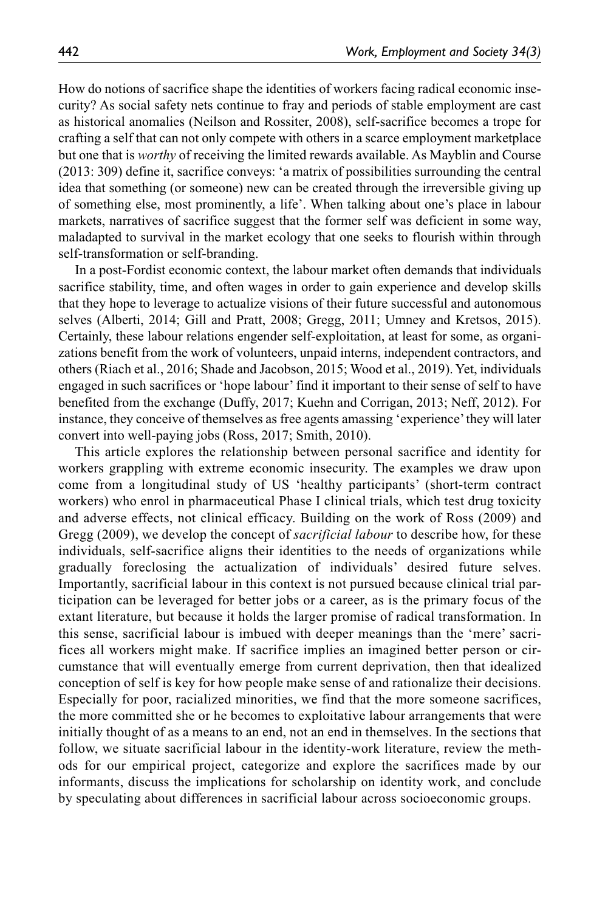How do notions of sacrifice shape the identities of workers facing radical economic insecurity? As social safety nets continue to fray and periods of stable employment are cast as historical anomalies (Neilson and Rossiter, 2008), self-sacrifice becomes a trope for crafting a self that can not only compete with others in a scarce employment marketplace but one that is *worthy* of receiving the limited rewards available. As Mayblin and Course (2013: 309) define it, sacrifice conveys: 'a matrix of possibilities surrounding the central idea that something (or someone) new can be created through the irreversible giving up of something else, most prominently, a life'. When talking about one's place in labour markets, narratives of sacrifice suggest that the former self was deficient in some way, maladapted to survival in the market ecology that one seeks to flourish within through self-transformation or self-branding.

In a post-Fordist economic context, the labour market often demands that individuals sacrifice stability, time, and often wages in order to gain experience and develop skills that they hope to leverage to actualize visions of their future successful and autonomous selves (Alberti, 2014; Gill and Pratt, 2008; Gregg, 2011; Umney and Kretsos, 2015). Certainly, these labour relations engender self-exploitation, at least for some, as organizations benefit from the work of volunteers, unpaid interns, independent contractors, and others (Riach et al., 2016; Shade and Jacobson, 2015; Wood et al., 2019). Yet, individuals engaged in such sacrifices or 'hope labour' find it important to their sense of self to have benefited from the exchange (Duffy, 2017; Kuehn and Corrigan, 2013; Neff, 2012). For instance, they conceive of themselves as free agents amassing 'experience' they will later convert into well-paying jobs (Ross, 2017; Smith, 2010).

This article explores the relationship between personal sacrifice and identity for workers grappling with extreme economic insecurity. The examples we draw upon come from a longitudinal study of US 'healthy participants' (short-term contract workers) who enrol in pharmaceutical Phase I clinical trials, which test drug toxicity and adverse effects, not clinical efficacy. Building on the work of Ross (2009) and Gregg (2009), we develop the concept of *sacrificial labour* to describe how, for these individuals, self-sacrifice aligns their identities to the needs of organizations while gradually foreclosing the actualization of individuals' desired future selves. Importantly, sacrificial labour in this context is not pursued because clinical trial participation can be leveraged for better jobs or a career, as is the primary focus of the extant literature, but because it holds the larger promise of radical transformation. In this sense, sacrificial labour is imbued with deeper meanings than the 'mere' sacrifices all workers might make. If sacrifice implies an imagined better person or circumstance that will eventually emerge from current deprivation, then that idealized conception of self is key for how people make sense of and rationalize their decisions. Especially for poor, racialized minorities, we find that the more someone sacrifices, the more committed she or he becomes to exploitative labour arrangements that were initially thought of as a means to an end, not an end in themselves. In the sections that follow, we situate sacrificial labour in the identity-work literature, review the methods for our empirical project, categorize and explore the sacrifices made by our informants, discuss the implications for scholarship on identity work, and conclude by speculating about differences in sacrificial labour across socioeconomic groups.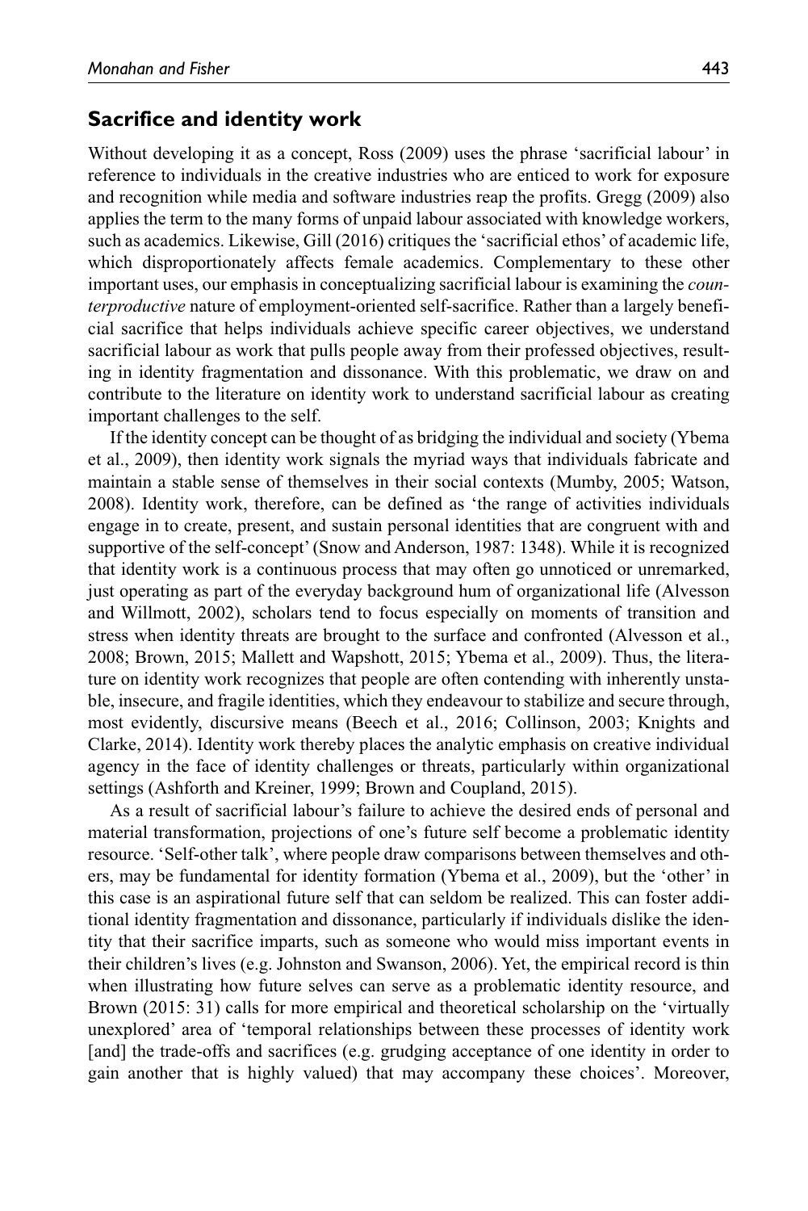## Sacrifice and identity work

Without developing it as a concept, Ross (2009) uses the phrase 'sacrificial labour' in reference to individuals in the creative industries who are enticed to work for exposure and recognition while media and software industries reap the profits. Gregg (2009) also applies the term to the many forms of unpaid labour associated with knowledge workers, such as academics. Likewise, Gill (2016) critiques the 'sacrificial ethos' of academic life, which disproportionately affects female academics. Complementary to these other important uses, our emphasis in conceptualizing sacrificial labour is examining the *counterproductive* nature of employment-oriented self-sacrifice. Rather than a largely beneficial sacrifice that helps individuals achieve specific career objectives, we understand sacrificial labour as work that pulls people away from their professed objectives, resulting in identity fragmentation and dissonance. With this problematic, we draw on and contribute to the literature on identity work to understand sacrificial labour as creating important challenges to the self.

If the identity concept can be thought of as bridging the individual and society (Ybema et al., 2009), then identity work signals the myriad ways that individuals fabricate and maintain a stable sense of themselves in their social contexts (Mumby, 2005; Watson, 2008). Identity work, therefore, can be defined as 'the range of activities individuals engage in to create, present, and sustain personal identities that are congruent with and supportive of the self-concept' (Snow and Anderson, 1987: 1348). While it is recognized that identity work is a continuous process that may often go unnoticed or unremarked, just operating as part of the everyday background hum of organizational life (Alvesson and Willmott, 2002), scholars tend to focus especially on moments of transition and stress when identity threats are brought to the surface and confronted (Alvesson et al., 2008; Brown, 2015; Mallett and Wapshott, 2015; Ybema et al., 2009). Thus, the literature on identity work recognizes that people are often contending with inherently unstable, insecure, and fragile identities, which they endeavour to stabilize and secure through, most evidently, discursive means (Beech et al., 2016; Collinson, 2003; Knights and Clarke, 2014). Identity work thereby places the analytic emphasis on creative individual agency in the face of identity challenges or threats, particularly within organizational settings (Ashforth and Kreiner, 1999; Brown and Coupland, 2015).

As a result of sacrificial labour's failure to achieve the desired ends of personal and material transformation, projections of one's future self become a problematic identity resource. 'Self-other talk', where people draw comparisons between themselves and others, may be fundamental for identity formation (Ybema et al., 2009), but the 'other' in this case is an aspirational future self that can seldom be realized. This can foster additional identity fragmentation and dissonance, particularly if individuals dislike the identity that their sacrifice imparts, such as someone who would miss important events in their children's lives (e.g. Johnston and Swanson, 2006). Yet, the empirical record is thin when illustrating how future selves can serve as a problematic identity resource, and Brown (2015: 31) calls for more empirical and theoretical scholarship on the 'virtually unexplored' area of 'temporal relationships between these processes of identity work [and] the trade-offs and sacrifices (e.g. grudging acceptance of one identity in order to gain another that is highly valued) that may accompany these choices'. Moreover,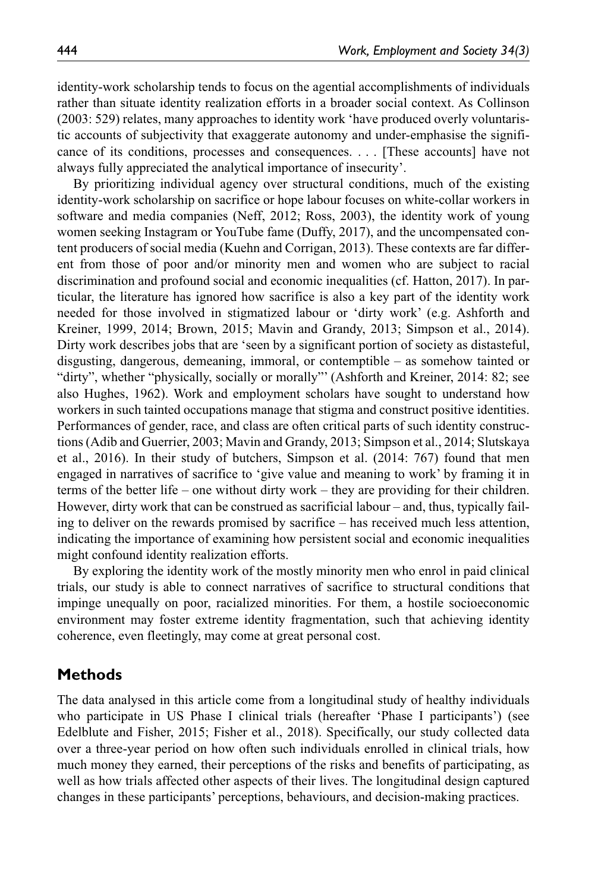identity-work scholarship tends to focus on the agential accomplishments of individuals rather than situate identity realization efforts in a broader social context. As Collinson (2003: 529) relates, many approaches to identity work 'have produced overly voluntaristic accounts of subjectivity that exaggerate autonomy and under-emphasise the significance of its conditions, processes and consequences. . . . [These accounts] have not always fully appreciated the analytical importance of insecurity'.

By prioritizing individual agency over structural conditions, much of the existing identity-work scholarship on sacrifice or hope labour focuses on white-collar workers in software and media companies (Neff, 2012; Ross, 2003), the identity work of young women seeking Instagram or YouTube fame (Duffy, 2017), and the uncompensated content producers of social media (Kuehn and Corrigan, 2013). These contexts are far different from those of poor and/or minority men and women who are subject to racial discrimination and profound social and economic inequalities (cf. Hatton, 2017). In particular, the literature has ignored how sacrifice is also a key part of the identity work needed for those involved in stigmatized labour or 'dirty work' (e.g. Ashforth and Kreiner, 1999, 2014; Brown, 2015; Mavin and Grandy, 2013; Simpson et al., 2014). Dirty work describes jobs that are 'seen by a significant portion of society as distasteful, disgusting, dangerous, demeaning, immoral, or contemptible – as somehow tainted or "dirty", whether "physically, socially or morally"' (Ashforth and Kreiner, 2014: 82; see also Hughes, 1962). Work and employment scholars have sought to understand how workers in such tainted occupations manage that stigma and construct positive identities. Performances of gender, race, and class are often critical parts of such identity constructions (Adib and Guerrier, 2003; Mavin and Grandy, 2013; Simpson et al., 2014; Slutskaya et al., 2016). In their study of butchers, Simpson et al. (2014: 767) found that men engaged in narratives of sacrifice to 'give value and meaning to work' by framing it in terms of the better life – one without dirty work – they are providing for their children. However, dirty work that can be construed as sacrificial labour – and, thus, typically failing to deliver on the rewards promised by sacrifice – has received much less attention, indicating the importance of examining how persistent social and economic inequalities might confound identity realization efforts.

By exploring the identity work of the mostly minority men who enrol in paid clinical trials, our study is able to connect narratives of sacrifice to structural conditions that impinge unequally on poor, racialized minorities. For them, a hostile socioeconomic environment may foster extreme identity fragmentation, such that achieving identity coherence, even fleetingly, may come at great personal cost.

## Methods

The data analysed in this article come from a longitudinal study of healthy individuals who participate in US Phase I clinical trials (hereafter 'Phase I participants') (see Edelblute and Fisher, 2015; Fisher et al., 2018). Specifically, our study collected data over a three-year period on how often such individuals enrolled in clinical trials, how much money they earned, their perceptions of the risks and benefits of participating, as well as how trials affected other aspects of their lives. The longitudinal design captured changes in these participants' perceptions, behaviours, and decision-making practices.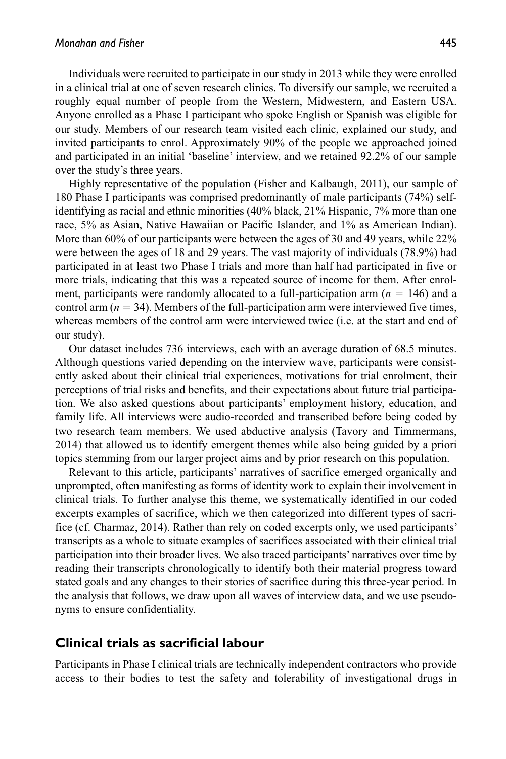Individuals were recruited to participate in our study in 2013 while they were enrolled in a clinical trial at one of seven research clinics. To diversify our sample, we recruited a roughly equal number of people from the Western, Midwestern, and Eastern USA. Anyone enrolled as a Phase I participant who spoke English or Spanish was eligible for our study. Members of our research team visited each clinic, explained our study, and invited participants to enrol. Approximately 90% of the people we approached joined and participated in an initial 'baseline' interview, and we retained 92.2% of our sample over the study's three years.

Highly representative of the population (Fisher and Kalbaugh, 2011), our sample of 180 Phase I participants was comprised predominantly of male participants (74%) self-identifying as racial and ethnic minorities (40% black, 21% Hispanic, 7% more than one race, 5% as Asian, Native Hawaiian or Pacific Islander, and 1% as American Indian). More than 60% of our participants were between the ages of 30 and 49 years, while 22% were between the ages of 18 and 29 years. The vast majority of individuals (78.9%) had participated in at least two Phase I trials and more than half had participated in five or more trials, indicating that this was a repeated source of income for them. After enrolment, participants were randomly allocated to a full-participation arm ($n = 146$) and a control arm ($n = 34$). Members of the full-participation arm were interviewed five times, whereas members of the control arm were interviewed twice (i.e. at the start and end of our study).

Our dataset includes 736 interviews, each with an average duration of 68.5 minutes. Although questions varied depending on the interview wave, participants were consistently asked about their clinical trial experiences, motivations for trial enrolment, their perceptions of trial risks and benefits, and their expectations about future trial participation. We also asked questions about participants' employment history, education, and family life. All interviews were audio-recorded and transcribed before being coded by two research team members. We used abductive analysis (Tavory and Timmermans, 2014) that allowed us to identify emergent themes while also being guided by a priori topics stemming from our larger project aims and by prior research on this population.

Relevant to this article, participants' narratives of sacrifice emerged organically and unprompted, often manifesting as forms of identity work to explain their involvement in clinical trials. To further analyse this theme, we systematically identified in our coded excerpts examples of sacrifice, which we then categorized into different types of sacrifice (cf. Charmaz, 2014). Rather than rely on coded excerpts only, we used participants' transcripts as a whole to situate examples of sacrifices associated with their clinical trial participation into their broader lives. We also traced participants' narratives over time by reading their transcripts chronologically to identify both their material progress toward stated goals and any changes to their stories of sacrifice during this three-year period. In the analysis that follows, we draw upon all waves of interview data, and we use pseudonyms to ensure confidentiality.

## Clinical trials as sacrificial labour

Participants in Phase I clinical trials are technically independent contractors who provide access to their bodies to test the safety and tolerability of investigational drugs in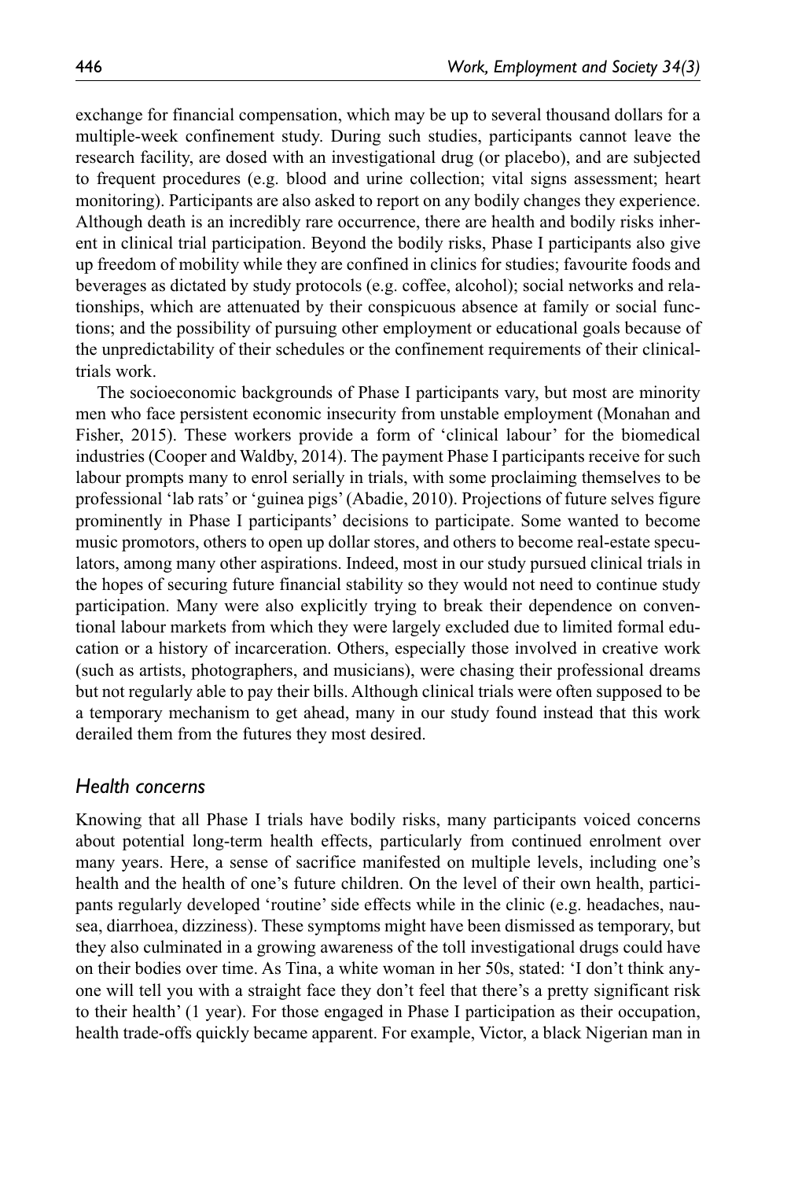exchange for financial compensation, which may be up to several thousand dollars for a multiple-week confinement study. During such studies, participants cannot leave the research facility, are dosed with an investigational drug (or placebo), and are subjected to frequent procedures (e.g. blood and urine collection; vital signs assessment; heart monitoring). Participants are also asked to report on any bodily changes they experience. Although death is an incredibly rare occurrence, there are health and bodily risks inherent in clinical trial participation. Beyond the bodily risks, Phase I participants also give up freedom of mobility while they are confined in clinics for studies; favourite foods and beverages as dictated by study protocols (e.g. coffee, alcohol); social networks and relationships, which are attenuated by their conspicuous absence at family or social functions; and the possibility of pursuing other employment or educational goals because of the unpredictability of their schedules or the confinement requirements of their clinical-trials work.

The socioeconomic backgrounds of Phase I participants vary, but most are minority men who face persistent economic insecurity from unstable employment (Monahan and Fisher, 2015). These workers provide a form of 'clinical labour' for the biomedical industries (Cooper and Waldby, 2014). The payment Phase I participants receive for such labour prompts many to enrol serially in trials, with some proclaiming themselves to be professional 'lab rats' or 'guinea pigs' (Abadie, 2010). Projections of future selves figure prominently in Phase I participants' decisions to participate. Some wanted to become music promotors, others to open up dollar stores, and others to become real-estate speculators, among many other aspirations. Indeed, most in our study pursued clinical trials in the hopes of securing future financial stability so they would not need to continue study participation. Many were also explicitly trying to break their dependence on conventional labour markets from which they were largely excluded due to limited formal education or a history of incarceration. Others, especially those involved in creative work (such as artists, photographers, and musicians), were chasing their professional dreams but not regularly able to pay their bills. Although clinical trials were often supposed to be a temporary mechanism to get ahead, many in our study found instead that this work derailed them from the futures they most desired.

### *Health concerns*

Knowing that all Phase I trials have bodily risks, many participants voiced concerns about potential long-term health effects, particularly from continued enrolment over many years. Here, a sense of sacrifice manifested on multiple levels, including one's health and the health of one's future children. On the level of their own health, participants regularly developed 'routine' side effects while in the clinic (e.g. headaches, nausea, diarrhoea, dizziness). These symptoms might have been dismissed as temporary, but they also culminated in a growing awareness of the toll investigational drugs could have on their bodies over time. As Tina, a white woman in her 50s, stated: 'I don't think anyone will tell you with a straight face they don't feel that there's a pretty significant risk to their health' (1 year). For those engaged in Phase I participation as their occupation, health trade-offs quickly became apparent. For example, Victor, a black Nigerian man in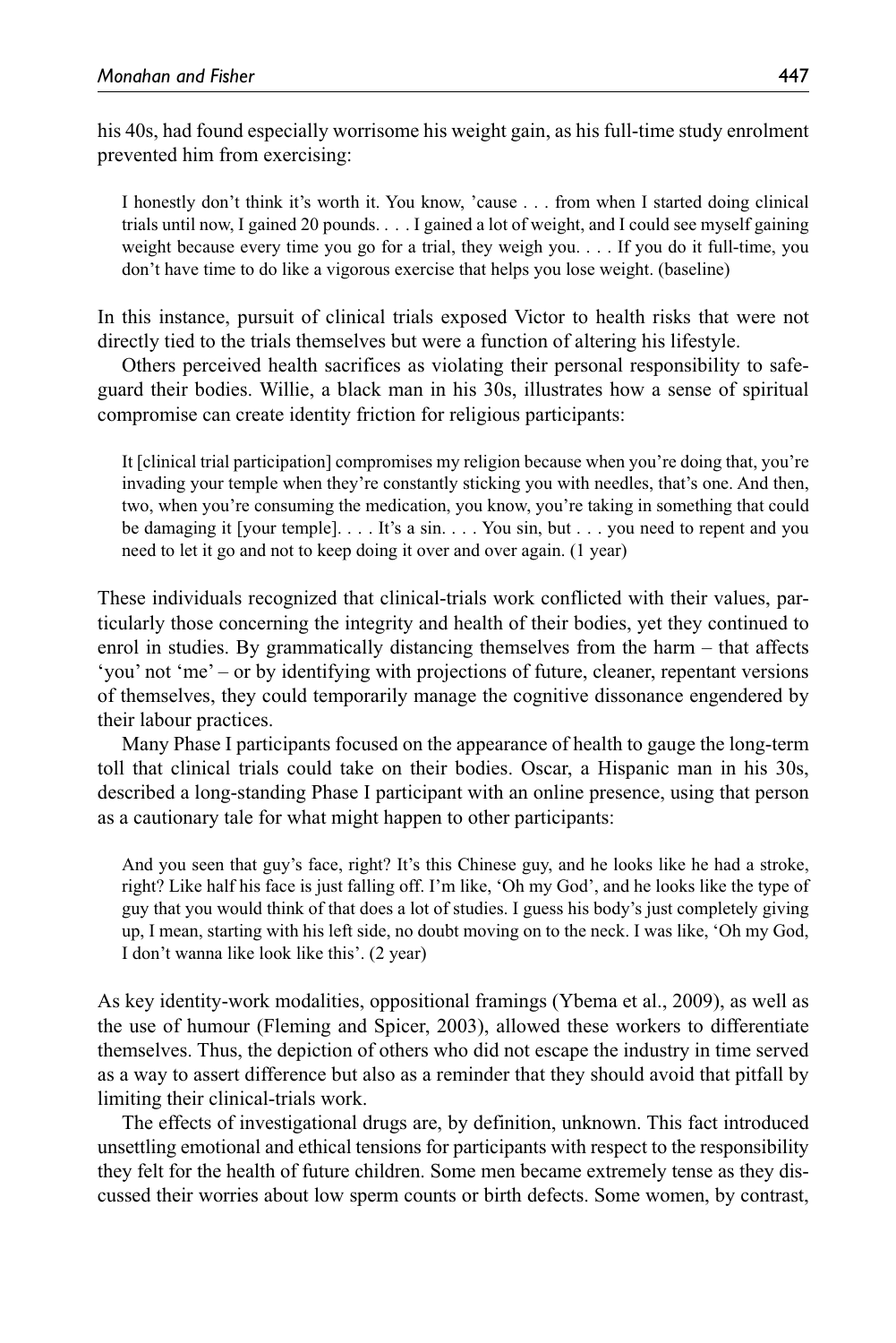his 40s, had found especially worrisome his weight gain, as his full-time study enrolment prevented him from exercising:

> I honestly don't think it's worth it. You know, 'cause . . . from when I started doing clinical trials until now, I gained 20 pounds. . . . I gained a lot of weight, and I could see myself gaining weight because every time you go for a trial, they weigh you. . . . If you do it full-time, you don't have time to do like a vigorous exercise that helps you lose weight. (baseline)

In this instance, pursuit of clinical trials exposed Victor to health risks that were not directly tied to the trials themselves but were a function of altering his lifestyle.

Others perceived health sacrifices as violating their personal responsibility to safeguard their bodies. Willie, a black man in his 30s, illustrates how a sense of spiritual compromise can create identity friction for religious participants:

> It [clinical trial participation] compromises my religion because when you're doing that, you're invading your temple when they're constantly sticking you with needles, that's one. And then, two, when you're consuming the medication, you know, you're taking in something that could be damaging it [your temple]. . . . It's a sin. . . . You sin, but . . . you need to repent and you need to let it go and not to keep doing it over and over again. (1 year)

These individuals recognized that clinical-trials work conflicted with their values, particularly those concerning the integrity and health of their bodies, yet they continued to enrol in studies. By grammatically distancing themselves from the harm – that affects 'you' not 'me' – or by identifying with projections of future, cleaner, repentant versions of themselves, they could temporarily manage the cognitive dissonance engendered by their labour practices.

Many Phase I participants focused on the appearance of health to gauge the long-term toll that clinical trials could take on their bodies. Oscar, a Hispanic man in his 30s, described a long-standing Phase I participant with an online presence, using that person as a cautionary tale for what might happen to other participants:

> And you seen that guy's face, right? It's this Chinese guy, and he looks like he had a stroke, right? Like half his face is just falling off. I'm like, 'Oh my God', and he looks like the type of guy that you would think of that does a lot of studies. I guess his body's just completely giving up, I mean, starting with his left side, no doubt moving on to the neck. I was like, 'Oh my God, I don't wanna like look like this'. (2 year)

As key identity-work modalities, oppositional framings (Ybema et al., 2009), as well as the use of humour (Fleming and Spicer, 2003), allowed these workers to differentiate themselves. Thus, the depiction of others who did not escape the industry in time served as a way to assert difference but also as a reminder that they should avoid that pitfall by limiting their clinical-trials work.

The effects of investigational drugs are, by definition, unknown. This fact introduced unsettling emotional and ethical tensions for participants with respect to the responsibility they felt for the health of future children. Some men became extremely tense as they discussed their worries about low sperm counts or birth defects. Some women, by contrast,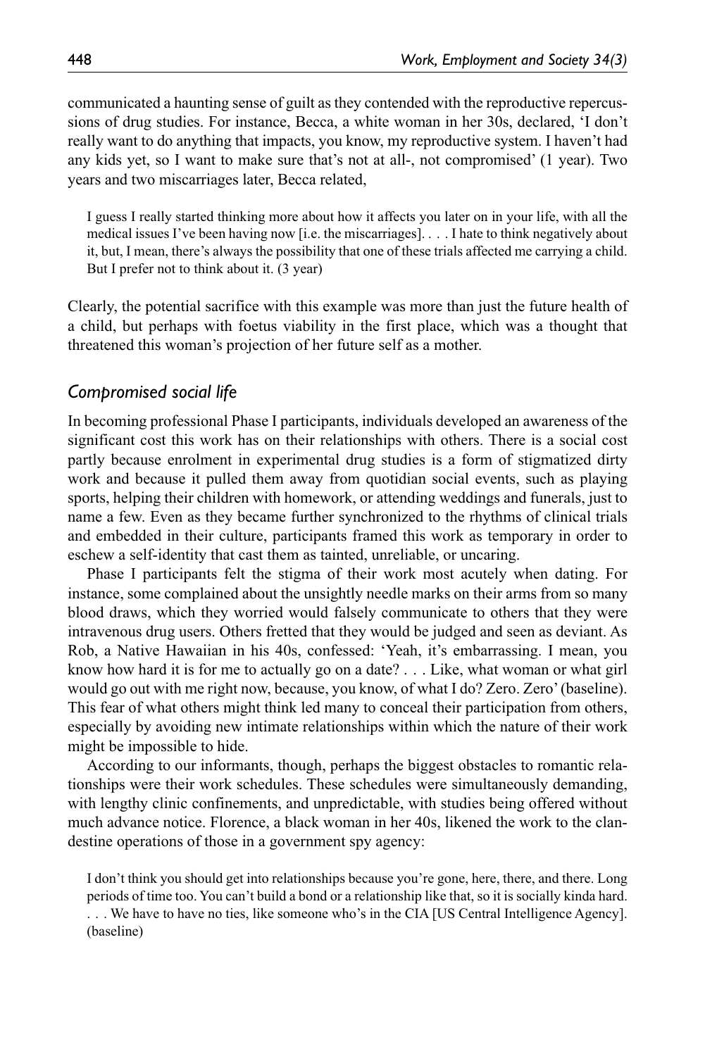communicated a haunting sense of guilt as they contended with the reproductive repercussions of drug studies. For instance, Becca, a white woman in her 30s, declared, 'I don't really want to do anything that impacts, you know, my reproductive system. I haven't had any kids yet, so I want to make sure that's not at all-, not compromised' (1 year). Two years and two miscarriages later, Becca related,

> I guess I really started thinking more about how it affects you later on in your life, with all the medical issues I've been having now [i.e. the miscarriages]. . . . I hate to think negatively about it, but, I mean, there's always the possibility that one of these trials affected me carrying a child. But I prefer not to think about it. (3 year)

Clearly, the potential sacrifice with this example was more than just the future health of a child, but perhaps with foetus viability in the first place, which was a thought that threatened this woman's projection of her future self as a mother.

### *Compromised social life*

In becoming professional Phase I participants, individuals developed an awareness of the significant cost this work has on their relationships with others. There is a social cost partly because enrolment in experimental drug studies is a form of stigmatized dirty work and because it pulled them away from quotidian social events, such as playing sports, helping their children with homework, or attending weddings and funerals, just to name a few. Even as they became further synchronized to the rhythms of clinical trials and embedded in their culture, participants framed this work as temporary in order to eschew a self-identity that cast them as tainted, unreliable, or uncaring.

Phase I participants felt the stigma of their work most acutely when dating. For instance, some complained about the unsightly needle marks on their arms from so many blood draws, which they worried would falsely communicate to others that they were intravenous drug users. Others fretted that they would be judged and seen as deviant. As Rob, a Native Hawaiian in his 40s, confessed: 'Yeah, it's embarrassing. I mean, you know how hard it is for me to actually go on a date? . . . Like, what woman or what girl would go out with me right now, because, you know, of what I do? Zero. Zero' (baseline). This fear of what others might think led many to conceal their participation from others, especially by avoiding new intimate relationships within which the nature of their work might be impossible to hide.

According to our informants, though, perhaps the biggest obstacles to romantic relationships were their work schedules. These schedules were simultaneously demanding, with lengthy clinic confinements, and unpredictable, with studies being offered without much advance notice. Florence, a black woman in her 40s, likened the work to the clandestine operations of those in a government spy agency:

> I don't think you should get into relationships because you're gone, here, there, and there. Long periods of time too. You can't build a bond or a relationship like that, so it is socially kinda hard. . . . We have to have no ties, like someone who's in the CIA [US Central Intelligence Agency]. (baseline)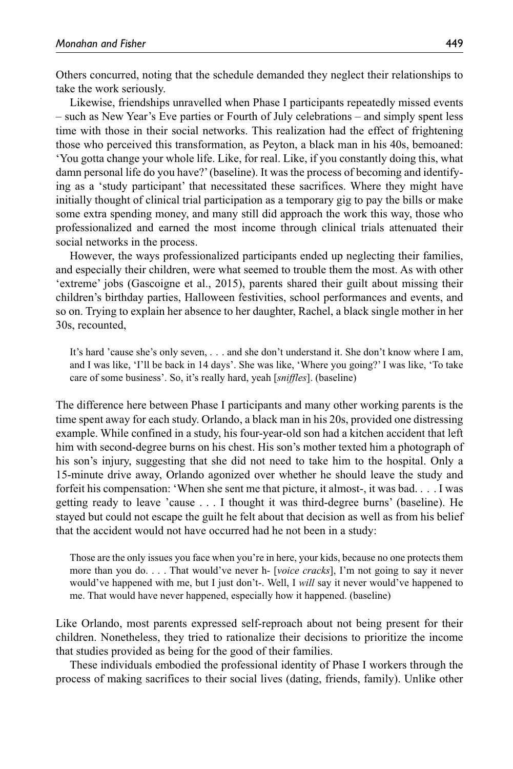Others concurred, noting that the schedule demanded they neglect their relationships to take the work seriously.

Likewise, friendships unravelled when Phase I participants repeatedly missed events – such as New Year's Eve parties or Fourth of July celebrations – and simply spent less time with those in their social networks. This realization had the effect of frightening those who perceived this transformation, as Peyton, a black man in his 40s, bemoaned: 'You gotta change your whole life. Like, for real. Like, if you constantly doing this, what damn personal life do you have?' (baseline). It was the process of becoming and identifying as a 'study participant' that necessitated these sacrifices. Where they might have initially thought of clinical trial participation as a temporary gig to pay the bills or make some extra spending money, and many still did approach the work this way, those who professionalized and earned the most income through clinical trials attenuated their social networks in the process.

However, the ways professionalized participants ended up neglecting their families, and especially their children, were what seemed to trouble them the most. As with other 'extreme' jobs (Gascoigne et al., 2015), parents shared their guilt about missing their children's birthday parties, Halloween festivities, school performances and events, and so on. Trying to explain her absence to her daughter, Rachel, a black single mother in her 30s, recounted,

> It's hard 'cause she's only seven, . . . and she don't understand it. She don't know where I am, and I was like, 'I'll be back in 14 days'. She was like, 'Where you going?' I was like, 'To take care of some business'. So, it's really hard, yeah [*sniffles*]. (baseline)

The difference here between Phase I participants and many other working parents is the time spent away for each study. Orlando, a black man in his 20s, provided one distressing example. While confined in a study, his four-year-old son had a kitchen accident that left him with second-degree burns on his chest. His son's mother texted him a photograph of his son's injury, suggesting that she did not need to take him to the hospital. Only a 15-minute drive away, Orlando agonized over whether he should leave the study and forfeit his compensation: 'When she sent me that picture, it almost-, it was bad. . . . I was getting ready to leave 'cause . . . I thought it was third-degree burns' (baseline). He stayed but could not escape the guilt he felt about that decision as well as from his belief that the accident would not have occurred had he not been in a study:

> Those are the only issues you face when you're in here, your kids, because no one protects them more than you do. . . . That would've never h- [*voice cracks*], I'm not going to say it never would've happened with me, but I just don't-. Well, I *will* say it never would've happened to me. That would have never happened, especially how it happened. (baseline)

Like Orlando, most parents expressed self-reproach about not being present for their children. Nonetheless, they tried to rationalize their decisions to prioritize the income that studies provided as being for the good of their families.

These individuals embodied the professional identity of Phase I workers through the process of making sacrifices to their social lives (dating, friends, family). Unlike other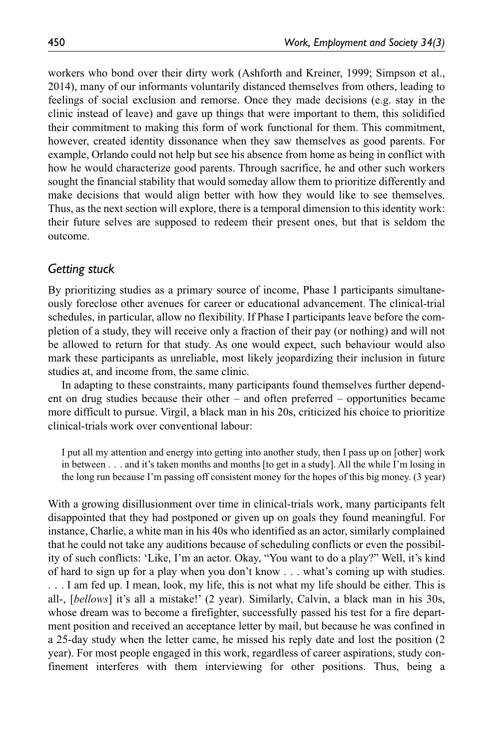workers who bond over their dirty work (Ashforth and Kreiner, 1999; Simpson et al., 2014), many of our informants voluntarily distanced themselves from others, leading to feelings of social exclusion and remorse. Once they made decisions (e.g. stay in the clinic instead of leave) and gave up things that were important to them, this solidified their commitment to making this form of work functional for them. This commitment, however, created identity dissonance when they saw themselves as good parents. For example, Orlando could not help but see his absence from home as being in conflict with how he would characterize good parents. Through sacrifice, he and other such workers sought the financial stability that would someday allow them to prioritize differently and make decisions that would align better with how they would like to see themselves. Thus, as the next section will explore, there is a temporal dimension to this identity work: their future selves are supposed to redeem their present ones, but that is seldom the outcome.

## *Getting stuck*

By prioritizing studies as a primary source of income, Phase I participants simultaneously foreclose other avenues for career or educational advancement. The clinical-trial schedules, in particular, allow no flexibility. If Phase I participants leave before the completion of a study, they will receive only a fraction of their pay (or nothing) and will not be allowed to return for that study. As one would expect, such behaviour would also mark these participants as unreliable, most likely jeopardizing their inclusion in future studies at, and income from, the same clinic.

In adapting to these constraints, many participants found themselves further dependent on drug studies because their other – and often preferred – opportunities became more difficult to pursue. Virgil, a black man in his 20s, criticized his choice to prioritize clinical-trials work over conventional labour:

> I put all my attention and energy into getting into another study, then I pass up on [other] work in between . . . and it's taken months and months [to get in a study]. All the while I'm losing in the long run because I'm passing off consistent money for the hopes of this big money. (3 year)

With a growing disillusionment over time in clinical-trials work, many participants felt disappointed that they had postponed or given up on goals they found meaningful. For instance, Charlie, a white man in his 40s who identified as an actor, similarly complained that he could not take any auditions because of scheduling conflicts or even the possibility of such conflicts: 'Like, I'm an actor. Okay, "You want to do a play?" Well, it's kind of hard to sign up for a play when you don't know . . . what's coming up with studies. . . . I am fed up. I mean, look, my life, this is not what my life should be either. This is all-, [*bellows*] it's all a mistake!' (2 year). Similarly, Calvin, a black man in his 30s, whose dream was to become a firefighter, successfully passed his test for a fire department position and received an acceptance letter by mail, but because he was confined in a 25-day study when the letter came, he missed his reply date and lost the position (2 year). For most people engaged in this work, regardless of career aspirations, study confinement interferes with them interviewing for other positions. Thus, being a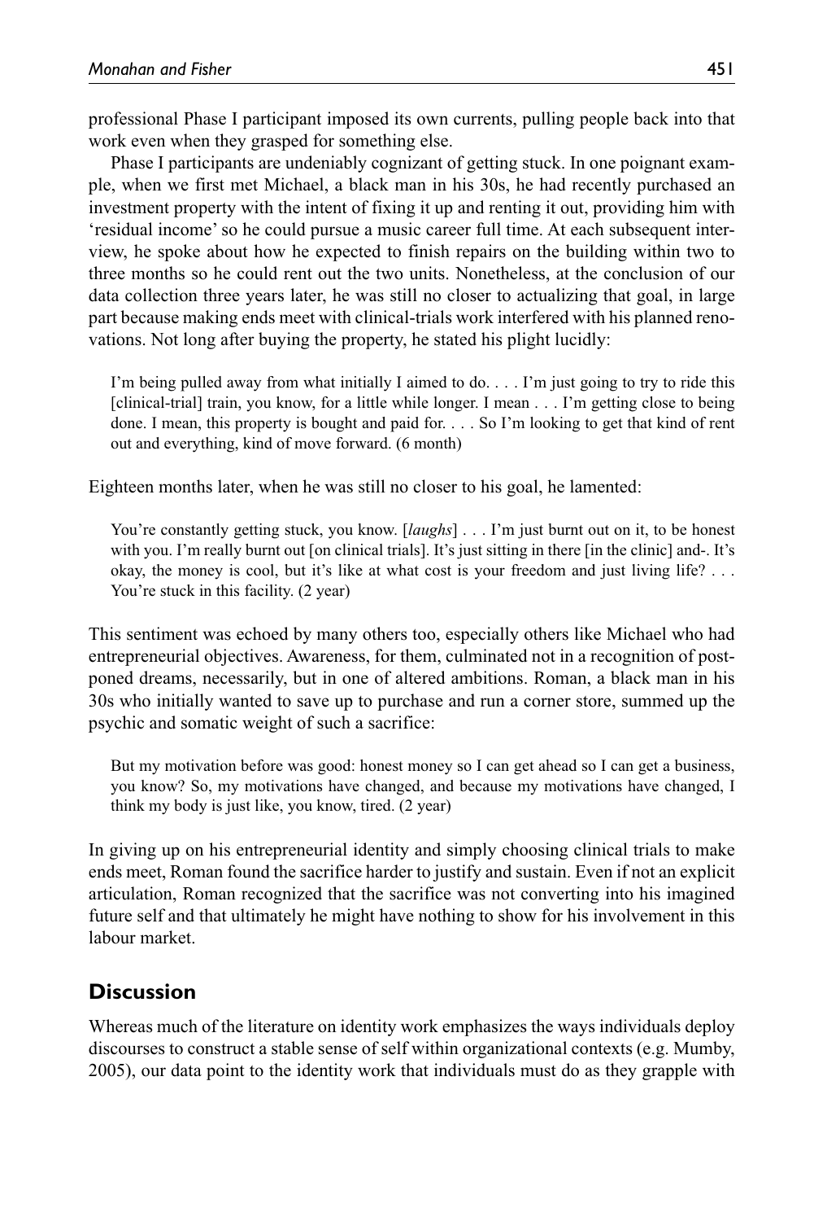professional Phase I participant imposed its own currents, pulling people back into that work even when they grasped for something else.

Phase I participants are undeniably cognizant of getting stuck. In one poignant example, when we first met Michael, a black man in his 30s, he had recently purchased an investment property with the intent of fixing it up and renting it out, providing him with 'residual income' so he could pursue a music career full time. At each subsequent interview, he spoke about how he expected to finish repairs on the building within two to three months so he could rent out the two units. Nonetheless, at the conclusion of our data collection three years later, he was still no closer to actualizing that goal, in large part because making ends meet with clinical-trials work interfered with his planned renovations. Not long after buying the property, he stated his plight lucidly:

> I'm being pulled away from what initially I aimed to do. . . . I'm just going to try to ride this [clinical-trial] train, you know, for a little while longer. I mean . . . I'm getting close to being done. I mean, this property is bought and paid for. . . . So I'm looking to get that kind of rent out and everything, kind of move forward. (6 month)

Eighteen months later, when he was still no closer to his goal, he lamented:

> You're constantly getting stuck, you know. [*laughs*] . . . I'm just burnt out on it, to be honest with you. I'm really burnt out [on clinical trials]. It's just sitting in there [in the clinic] and-. It's okay, the money is cool, but it's like at what cost is your freedom and just living life? . . . You're stuck in this facility. (2 year)

This sentiment was echoed by many others too, especially others like Michael who had entrepreneurial objectives. Awareness, for them, culminated not in a recognition of postponed dreams, necessarily, but in one of altered ambitions. Roman, a black man in his 30s who initially wanted to save up to purchase and run a corner store, summed up the psychic and somatic weight of such a sacrifice:

> But my motivation before was good: honest money so I can get ahead so I can get a business, you know? So, my motivations have changed, and because my motivations have changed, I think my body is just like, you know, tired. (2 year)

In giving up on his entrepreneurial identity and simply choosing clinical trials to make ends meet, Roman found the sacrifice harder to justify and sustain. Even if not an explicit articulation, Roman recognized that the sacrifice was not converting into his imagined future self and that ultimately he might have nothing to show for his involvement in this labour market.

## Discussion

Whereas much of the literature on identity work emphasizes the ways individuals deploy discourses to construct a stable sense of self within organizational contexts (e.g. Mumby, 2005), our data point to the identity work that individuals must do as they grapple with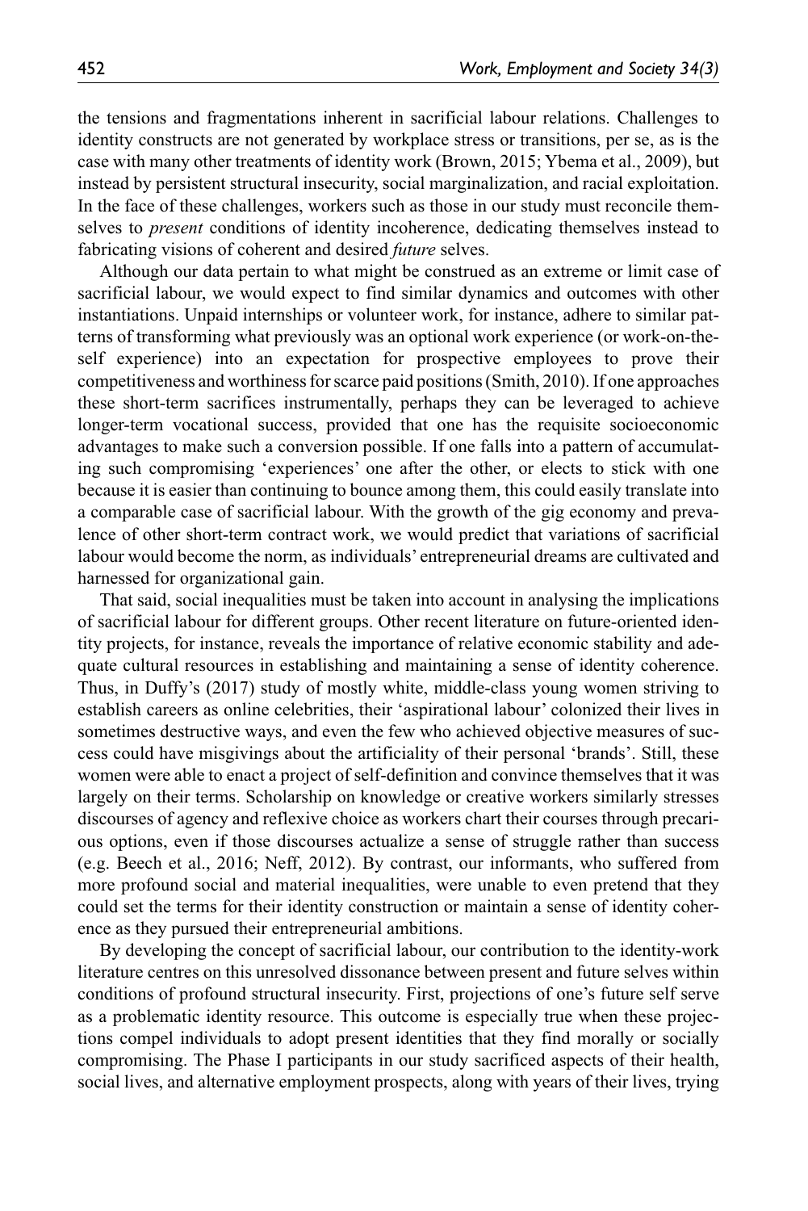the tensions and fragmentations inherent in sacrificial labour relations. Challenges to identity constructs are not generated by workplace stress or transitions, per se, as is the case with many other treatments of identity work (Brown, 2015; Ybema et al., 2009), but instead by persistent structural insecurity, social marginalization, and racial exploitation. In the face of these challenges, workers such as those in our study must reconcile themselves to *present* conditions of identity incoherence, dedicating themselves instead to fabricating visions of coherent and desired *future* selves.

Although our data pertain to what might be construed as an extreme or limit case of sacrificial labour, we would expect to find similar dynamics and outcomes with other instantiations. Unpaid internships or volunteer work, for instance, adhere to similar patterns of transforming what previously was an optional work experience (or work-on-the-self experience) into an expectation for prospective employees to prove their competitiveness and worthiness for scarce paid positions (Smith, 2010). If one approaches these short-term sacrifices instrumentally, perhaps they can be leveraged to achieve longer-term vocational success, provided that one has the requisite socioeconomic advantages to make such a conversion possible. If one falls into a pattern of accumulating such compromising 'experiences' one after the other, or elects to stick with one because it is easier than continuing to bounce among them, this could easily translate into a comparable case of sacrificial labour. With the growth of the gig economy and prevalence of other short-term contract work, we would predict that variations of sacrificial labour would become the norm, as individuals' entrepreneurial dreams are cultivated and harnessed for organizational gain.

That said, social inequalities must be taken into account in analysing the implications of sacrificial labour for different groups. Other recent literature on future-oriented identity projects, for instance, reveals the importance of relative economic stability and adequate cultural resources in establishing and maintaining a sense of identity coherence. Thus, in Duffy's (2017) study of mostly white, middle-class young women striving to establish careers as online celebrities, their 'aspirational labour' colonized their lives in sometimes destructive ways, and even the few who achieved objective measures of success could have misgivings about the artificiality of their personal 'brands'. Still, these women were able to enact a project of self-definition and convince themselves that it was largely on their terms. Scholarship on knowledge or creative workers similarly stresses discourses of agency and reflexive choice as workers chart their courses through precarious options, even if those discourses actualize a sense of struggle rather than success (e.g. Beech et al., 2016; Neff, 2012). By contrast, our informants, who suffered from more profound social and material inequalities, were unable to even pretend that they could set the terms for their identity construction or maintain a sense of identity coherence as they pursued their entrepreneurial ambitions.

By developing the concept of sacrificial labour, our contribution to the identity-work literature centres on this unresolved dissonance between present and future selves within conditions of profound structural insecurity. First, projections of one's future self serve as a problematic identity resource. This outcome is especially true when these projections compel individuals to adopt present identities that they find morally or socially compromising. The Phase I participants in our study sacrificed aspects of their health, social lives, and alternative employment prospects, along with years of their lives, trying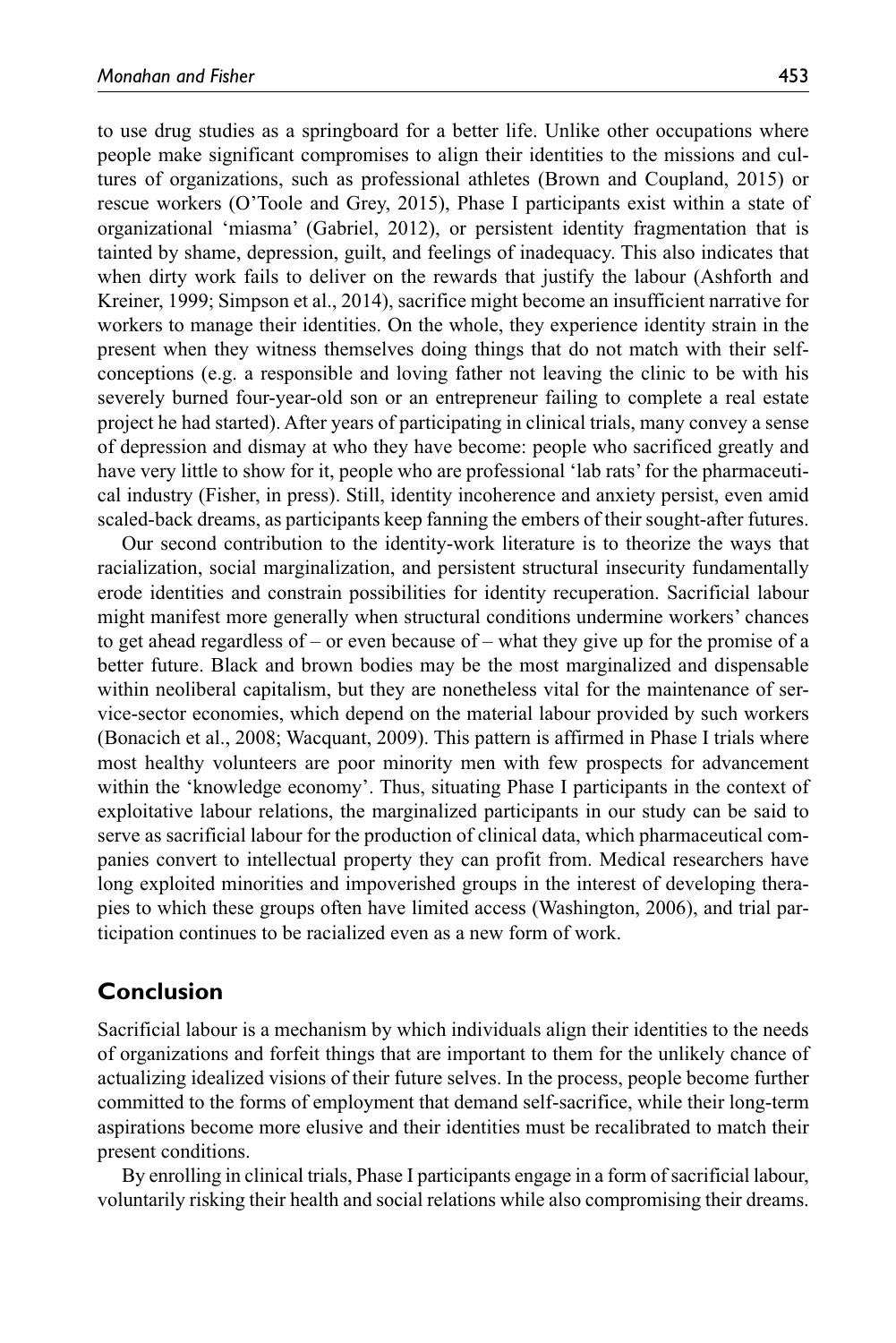to use drug studies as a springboard for a better life. Unlike other occupations where people make significant compromises to align their identities to the missions and cultures of organizations, such as professional athletes (Brown and Coupland, 2015) or rescue workers (O'Toole and Grey, 2015), Phase I participants exist within a state of organizational 'miasma' (Gabriel, 2012), or persistent identity fragmentation that is tainted by shame, depression, guilt, and feelings of inadequacy. This also indicates that when dirty work fails to deliver on the rewards that justify the labour (Ashforth and Kreiner, 1999; Simpson et al., 2014), sacrifice might become an insufficient narrative for workers to manage their identities. On the whole, they experience identity strain in the present when they witness themselves doing things that do not match with their self-conceptions (e.g. a responsible and loving father not leaving the clinic to be with his severely burned four-year-old son or an entrepreneur failing to complete a real estate project he had started). After years of participating in clinical trials, many convey a sense of depression and dismay at who they have become: people who sacrificed greatly and have very little to show for it, people who are professional 'lab rats' for the pharmaceutical industry (Fisher, in press). Still, identity incoherence and anxiety persist, even amid scaled-back dreams, as participants keep fanning the embers of their sought-after futures.

Our second contribution to the identity-work literature is to theorize the ways that racialization, social marginalization, and persistent structural insecurity fundamentally erode identities and constrain possibilities for identity recuperation. Sacrificial labour might manifest more generally when structural conditions undermine workers' chances to get ahead regardless of – or even because of – what they give up for the promise of a better future. Black and brown bodies may be the most marginalized and dispensable within neoliberal capitalism, but they are nonetheless vital for the maintenance of service-sector economies, which depend on the material labour provided by such workers (Bonacich et al., 2008; Wacquant, 2009). This pattern is affirmed in Phase I trials where most healthy volunteers are poor minority men with few prospects for advancement within the 'knowledge economy'. Thus, situating Phase I participants in the context of exploitative labour relations, the marginalized participants in our study can be said to serve as sacrificial labour for the production of clinical data, which pharmaceutical companies convert to intellectual property they can profit from. Medical researchers have long exploited minorities and impoverished groups in the interest of developing therapies to which these groups often have limited access (Washington, 2006), and trial participation continues to be racialized even as a new form of work.

## Conclusion

Sacrificial labour is a mechanism by which individuals align their identities to the needs of organizations and forfeit things that are important to them for the unlikely chance of actualizing idealized visions of their future selves. In the process, people become further committed to the forms of employment that demand self-sacrifice, while their long-term aspirations become more elusive and their identities must be recalibrated to match their present conditions.

By enrolling in clinical trials, Phase I participants engage in a form of sacrificial labour, voluntarily risking their health and social relations while also compromising their dreams.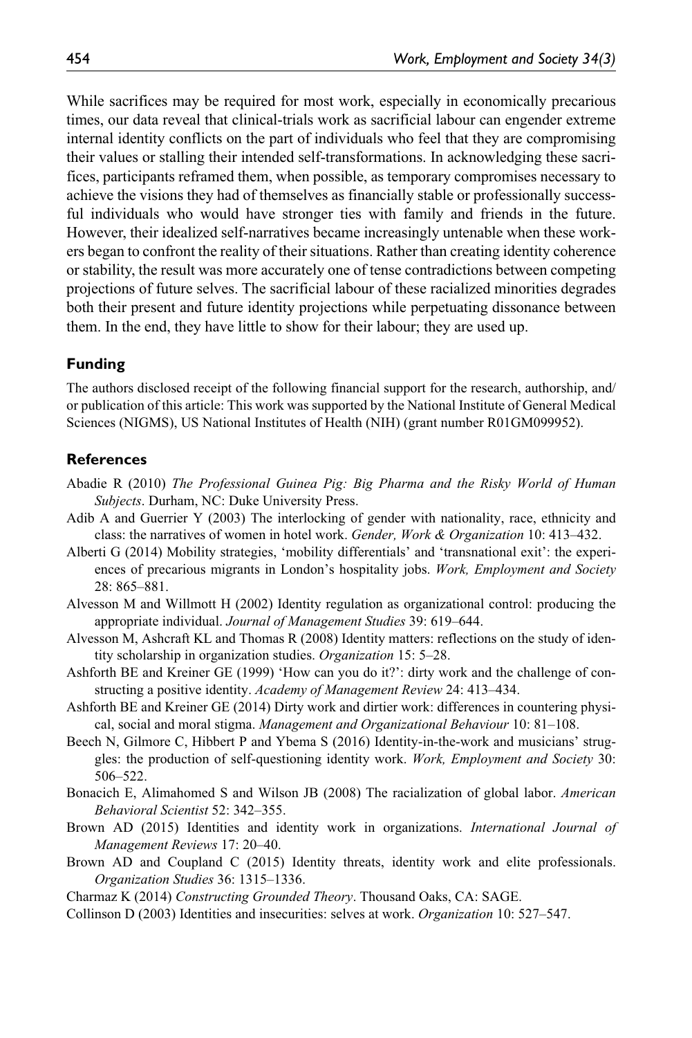While sacrifices may be required for most work, especially in economically precarious times, our data reveal that clinical-trials work as sacrificial labour can engender extreme internal identity conflicts on the part of individuals who feel that they are compromising their values or stalling their intended self-transformations. In acknowledging these sacrifices, participants reframed them, when possible, as temporary compromises necessary to achieve the visions they had of themselves as financially stable or professionally successful individuals who would have stronger ties with family and friends in the future. However, their idealized self-narratives became increasingly untenable when these workers began to confront the reality of their situations. Rather than creating identity coherence or stability, the result was more accurately one of tense contradictions between competing projections of future selves. The sacrificial labour of these racialized minorities degrades both their present and future identity projections while perpetuating dissonance between them. In the end, they have little to show for their labour; they are used up.

## Funding

The authors disclosed receipt of the following financial support for the research, authorship, and/or publication of this article: This work was supported by the National Institute of General Medical Sciences (NIGMS), US National Institutes of Health (NIH) (grant number R01GM099952).

## References

Abadie R (2010) *The Professional Guinea Pig: Big Pharma and the Risky World of Human Subjects*. Durham, NC: Duke University Press.

Adib A and Guerrier Y (2003) The interlocking of gender with nationality, race, ethnicity and class: the narratives of women in hotel work. *Gender, Work & Organization* 10: 413–432.

Alberti G (2014) Mobility strategies, 'mobility differentials' and 'transnational exit': the experiences of precarious migrants in London's hospitality jobs. *Work, Employment and Society* 28: 865–881.

Alvesson M and Willmott H (2002) Identity regulation as organizational control: producing the appropriate individual. *Journal of Management Studies* 39: 619–644.

Alvesson M, Ashcraft KL and Thomas R (2008) Identity matters: reflections on the study of identity scholarship in organization studies. *Organization* 15: 5–28.

Ashforth BE and Kreiner GE (1999) 'How can you do it?': dirty work and the challenge of constructing a positive identity. *Academy of Management Review* 24: 413–434.

Ashforth BE and Kreiner GE (2014) Dirty work and dirtier work: differences in countering physical, social and moral stigma. *Management and Organizational Behaviour* 10: 81–108.

Beech N, Gilmore C, Hibbert P and Ybema S (2016) Identity-in-the-work and musicians' struggles: the production of self-questioning identity work. *Work, Employment and Society* 30: 506–522.

Bonacich E, Alimahomed S and Wilson JB (2008) The racialization of global labor. *American Behavioral Scientist* 52: 342–355.

Brown AD (2015) Identities and identity work in organizations. *International Journal of Management Reviews* 17: 20–40.

Brown AD and Coupland C (2015) Identity threats, identity work and elite professionals. *Organization Studies* 36: 1315–1336.

Charmaz K (2014) *Constructing Grounded Theory*. Thousand Oaks, CA: SAGE.

Collinson D (2003) Identities and insecurities: selves at work. *Organization* 10: 527–547.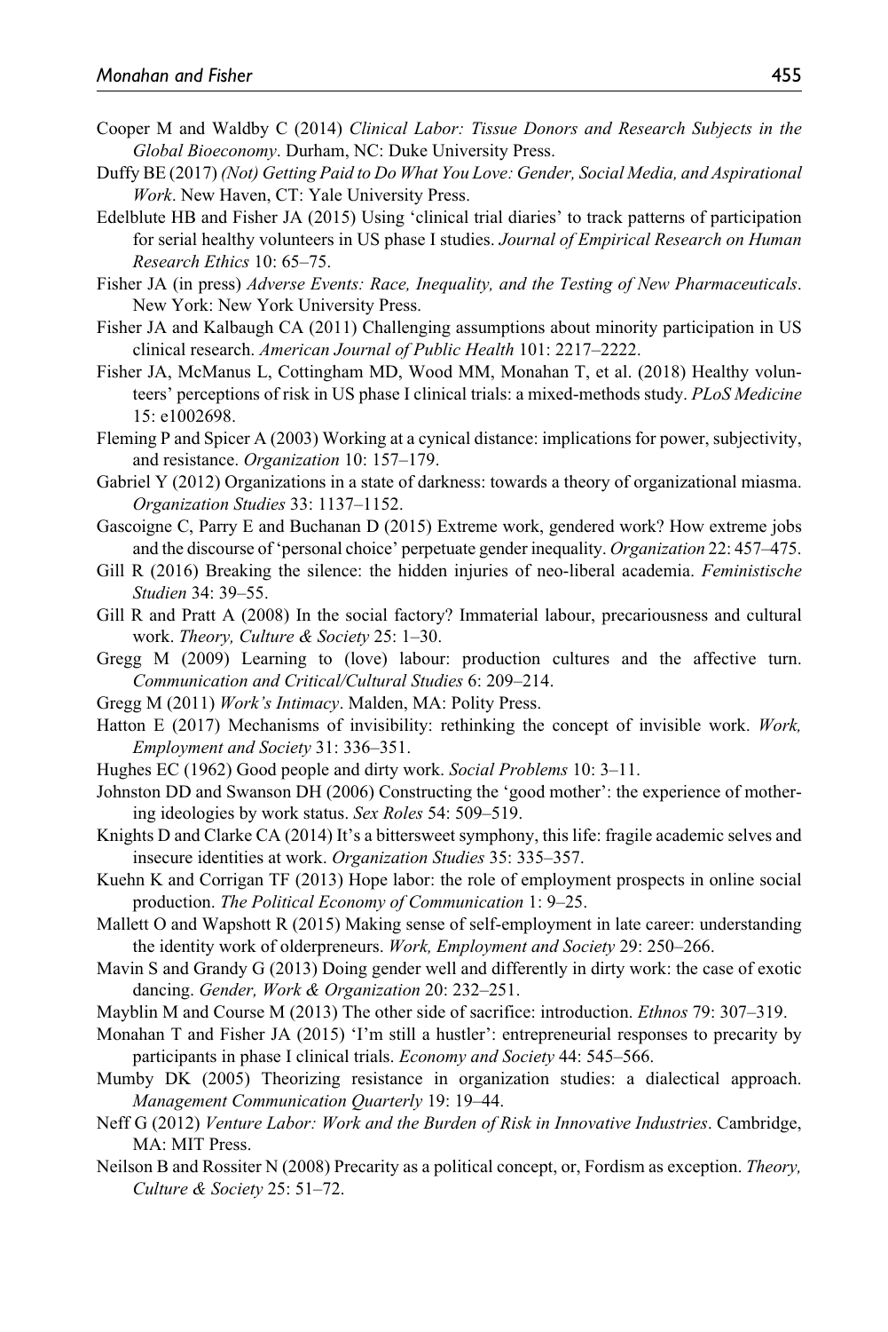Cooper M and Waldby C (2014) *Clinical Labor: Tissue Donors and Research Subjects in the Global Bioeconomy*. Durham, NC: Duke University Press.

Duffy BE (2017) *(Not) Getting Paid to Do What You Love: Gender, Social Media, and Aspirational Work*. New Haven, CT: Yale University Press.

Edelblute HB and Fisher JA (2015) Using 'clinical trial diaries' to track patterns of participation for serial healthy volunteers in US phase I studies. *Journal of Empirical Research on Human Research Ethics* 10: 65–75.

Fisher JA (in press) *Adverse Events: Race, Inequality, and the Testing of New Pharmaceuticals*. New York: New York University Press.

Fisher JA and Kalbaugh CA (2011) Challenging assumptions about minority participation in US clinical research. *American Journal of Public Health* 101: 2217–2222.

Fisher JA, McManus L, Cottingham MD, Wood MM, Monahan T, et al. (2018) Healthy volunteers' perceptions of risk in US phase I clinical trials: a mixed-methods study. *PLoS Medicine* 15: e1002698.

Fleming P and Spicer A (2003) Working at a cynical distance: implications for power, subjectivity, and resistance. *Organization* 10: 157–179.

Gabriel Y (2012) Organizations in a state of darkness: towards a theory of organizational miasma. *Organization Studies* 33: 1137–1152.

Gascoigne C, Parry E and Buchanan D (2015) Extreme work, gendered work? How extreme jobs and the discourse of 'personal choice' perpetuate gender inequality. *Organization* 22: 457–475.

Gill R (2016) Breaking the silence: the hidden injuries of neo-liberal academia. *Feministische Studien* 34: 39–55.

Gill R and Pratt A (2008) In the social factory? Immaterial labour, precariousness and cultural work. *Theory, Culture & Society* 25: 1–30.

Gregg M (2009) Learning to (love) labour: production cultures and the affective turn. *Communication and Critical/Cultural Studies* 6: 209–214.

Gregg M (2011) *Work's Intimacy*. Malden, MA: Polity Press.

Hatton E (2017) Mechanisms of invisibility: rethinking the concept of invisible work. *Work, Employment and Society* 31: 336–351.

Hughes EC (1962) Good people and dirty work. *Social Problems* 10: 3–11.

Johnston DD and Swanson DH (2006) Constructing the 'good mother': the experience of mothering ideologies by work status. *Sex Roles* 54: 509–519.

Knights D and Clarke CA (2014) It's a bittersweet symphony, this life: fragile academic selves and insecure identities at work. *Organization Studies* 35: 335–357.

Kuehn K and Corrigan TF (2013) Hope labor: the role of employment prospects in online social production. *The Political Economy of Communication* 1: 9–25.

Mallett O and Wapshott R (2015) Making sense of self-employment in late career: understanding the identity work of olderpreneurs. *Work, Employment and Society* 29: 250–266.

Mavin S and Grandy G (2013) Doing gender well and differently in dirty work: the case of exotic dancing. *Gender, Work & Organization* 20: 232–251.

Mayblin M and Course M (2013) The other side of sacrifice: introduction. *Ethnos* 79: 307–319.

Monahan T and Fisher JA (2015) 'I'm still a hustler': entrepreneurial responses to precarity by participants in phase I clinical trials. *Economy and Society* 44: 545–566.

Mumby DK (2005) Theorizing resistance in organization studies: a dialectical approach. *Management Communication Quarterly* 19: 19–44.

Neff G (2012) *Venture Labor: Work and the Burden of Risk in Innovative Industries*. Cambridge, MA: MIT Press.

Neilson B and Rossiter N (2008) Precarity as a political concept, or, Fordism as exception. *Theory, Culture & Society* 25: 51–72.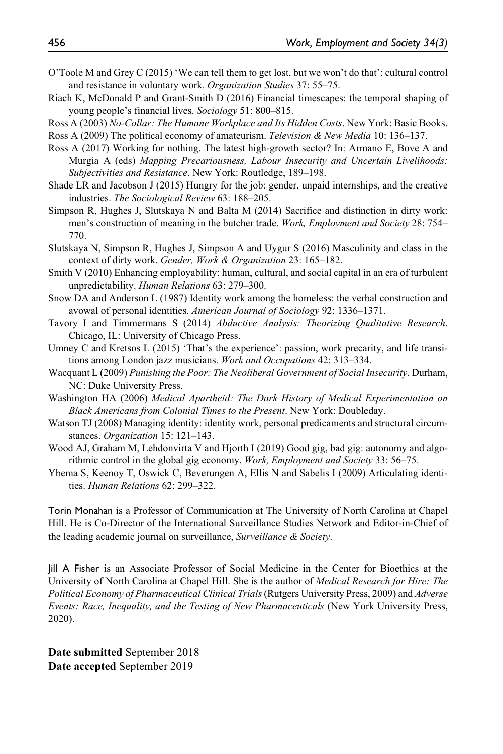O'Toole M and Grey C (2015) 'We can tell them to get lost, but we won't do that': cultural control and resistance in voluntary work. *Organization Studies* 37: 55–75.

Riach K, McDonald P and Grant-Smith D (2016) Financial timescapes: the temporal shaping of young people's financial lives. *Sociology* 51: 800–815.

Ross A (2003) *No-Collar: The Humane Workplace and Its Hidden Costs*. New York: Basic Books.

Ross A (2009) The political economy of amateurism. *Television & New Media* 10: 136–137.

Ross A (2017) Working for nothing. The latest high-growth sector? In: Armano E, Bove A and Murgia A (eds) *Mapping Precariousness, Labour Insecurity and Uncertain Livelihoods: Subjectivities and Resistance*. New York: Routledge, 189–198.

Shade LR and Jacobson J (2015) Hungry for the job: gender, unpaid internships, and the creative industries. *The Sociological Review* 63: 188–205.

Simpson R, Hughes J, Slutskaya N and Balta M (2014) Sacrifice and distinction in dirty work: men's construction of meaning in the butcher trade. *Work, Employment and Society* 28: 754–770.

Slutskaya N, Simpson R, Hughes J, Simpson A and Uygur S (2016) Masculinity and class in the context of dirty work. *Gender, Work & Organization* 23: 165–182.

Smith V (2010) Enhancing employability: human, cultural, and social capital in an era of turbulent unpredictability. *Human Relations* 63: 279–300.

Snow DA and Anderson L (1987) Identity work among the homeless: the verbal construction and avowal of personal identities. *American Journal of Sociology* 92: 1336–1371.

Tavory I and Timmermans S (2014) *Abductive Analysis: Theorizing Qualitative Research*. Chicago, IL: University of Chicago Press.

Umney C and Kretsos L (2015) 'That's the experience': passion, work precarity, and life transitions among London jazz musicians. *Work and Occupations* 42: 313–334.

Wacquant L (2009) *Punishing the Poor: The Neoliberal Government of Social Insecurity*. Durham, NC: Duke University Press.

Washington HA (2006) *Medical Apartheid: The Dark History of Medical Experimentation on Black Americans from Colonial Times to the Present*. New York: Doubleday.

Watson TJ (2008) Managing identity: identity work, personal predicaments and structural circumstances. *Organization* 15: 121–143.

Wood AJ, Graham M, Lehdonvirta V and Hjorth I (2019) Good gig, bad gig: autonomy and algorithmic control in the global gig economy. *Work, Employment and Society* 33: 56–75.

Ybema S, Keenoy T, Oswick C, Beverungen A, Ellis N and Sabelis I (2009) Articulating identities. *Human Relations* 62: 299–322.

Torin Monahan is a Professor of Communication at The University of North Carolina at Chapel Hill. He is Co-Director of the International Surveillance Studies Network and Editor-in-Chief of the leading academic journal on surveillance, *Surveillance & Society*.

Jill A Fisher is an Associate Professor of Social Medicine in the Center for Bioethics at the University of North Carolina at Chapel Hill. She is the author of *Medical Research for Hire: The Political Economy of Pharmaceutical Clinical Trials* (Rutgers University Press, 2009) and *Adverse Events: Race, Inequality, and the Testing of New Pharmaceuticals* (New York University Press, 2020).

**Date submitted** September 2018
**Date accepted** September 2019